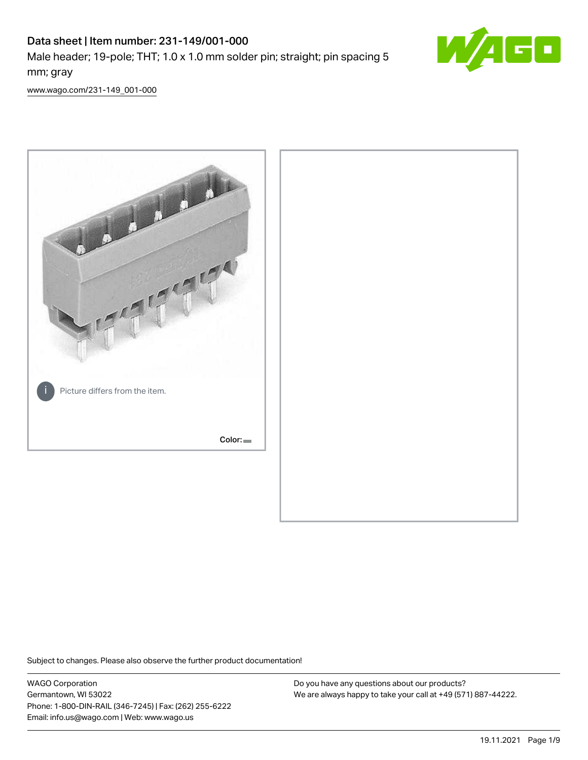# Data sheet | Item number: 231-149/001-000

Male header; 19-pole; THT; 1.0 x 1.0 mm solder pin; straight; pin spacing 5 mm; gray

www.wago.com/231-149_001-000

Picture differs from the item.

Color:

Subject to changes. Please also observe the further product documentation!

WAGO Corporation
Germantown, WI 53022
Phone: 1-800-DIN-RAIL (346-7245) | Fax: (262) 255-6222
Email: info.us@wago.com | Web: www.wago.us

Do you have any questions about our products?
We are always happy to take your call at +49 (571) 887-44222.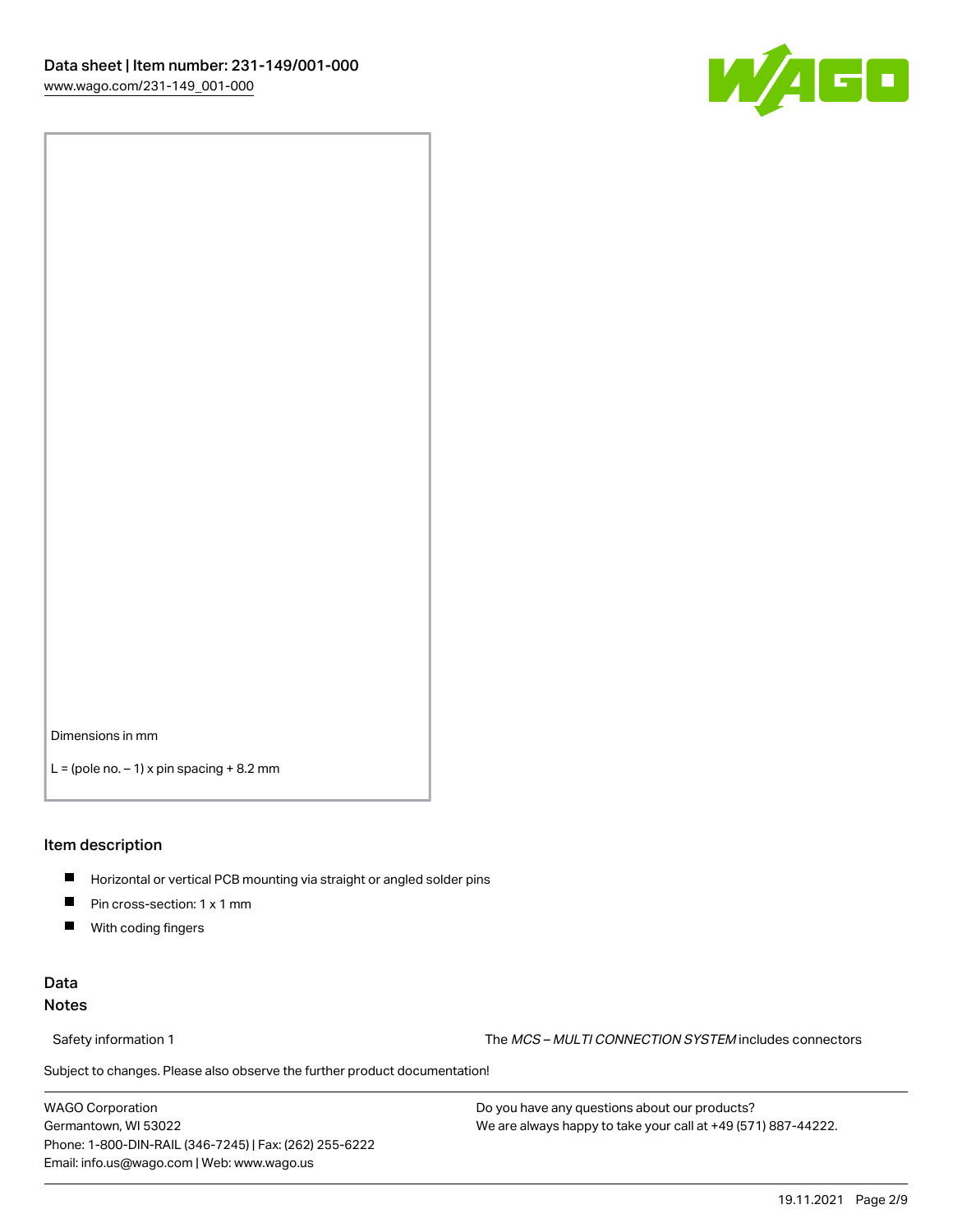Dimensions in mm

L = (pole no. – 1) x pin spacing + 8.2 mm

## Item description

- Horizontal or vertical PCB mounting via straight or angled solder pins
- Pin cross-section: 1 x 1 mm
- With coding fingers

## Data

### Notes

Safety information 1 — The *MCS – MULTI CONNECTION SYSTEM* includes connectors

Subject to changes. Please also observe the further product documentation!

WAGO Corporation
Germantown, WI 53022
Phone: 1-800-DIN-RAIL (346-7245) | Fax: (262) 255-6222
Email: info.us@wago.com | Web: www.wago.us

Do you have any questions about our products?
We are always happy to take your call at +49 (571) 887-44222.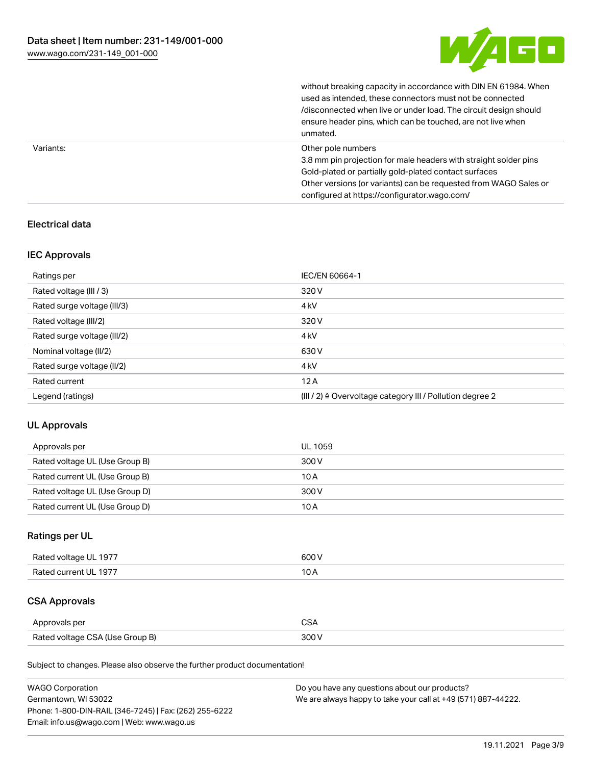| | |
|---|---|
| | without breaking capacity in accordance with DIN EN 61984. When used as intended, these connectors must not be connected /disconnected when live or under load. The circuit design should ensure header pins, which can be touched, are not live when unmated. |
| Variants: | Other pole numbers<br>3.8 mm pin projection for male headers with straight solder pins<br>Gold-plated or partially gold-plated contact surfaces<br>Other versions (or variants) can be requested from WAGO Sales or configured at https://configurator.wago.com/ |

## Electrical data

### IEC Approvals

| | |
|---|---|
| Ratings per | IEC/EN 60664-1 |
| Rated voltage (III / 3) | 320 V |
| Rated surge voltage (III/3) | 4 kV |
| Rated voltage (III/2) | 320 V |
| Rated surge voltage (III/2) | 4 kV |
| Nominal voltage (II/2) | 630 V |
| Rated surge voltage (II/2) | 4 kV |
| Rated current | 12 A |
| Legend (ratings) | (III / 2) ≙ Overvoltage category III / Pollution degree 2 |

### UL Approvals

| | |
|---|---|
| Approvals per | UL 1059 |
| Rated voltage UL (Use Group B) | 300 V |
| Rated current UL (Use Group B) | 10 A |
| Rated voltage UL (Use Group D) | 300 V |
| Rated current UL (Use Group D) | 10 A |

### Ratings per UL

| | |
|---|---|
| Rated voltage UL 1977 | 600 V |
| Rated current UL 1977 | 10 A |

### CSA Approvals

| | |
|---|---|
| Approvals per | CSA |
| Rated voltage CSA (Use Group B) | 300 V |

Subject to changes. Please also observe the further product documentation!

WAGO Corporation
Germantown, WI 53022
Phone: 1-800-DIN-RAIL (346-7245) | Fax: (262) 255-6222
Email: info.us@wago.com | Web: www.wago.us

Do you have any questions about our products?
We are always happy to take your call at +49 (571) 887-44222.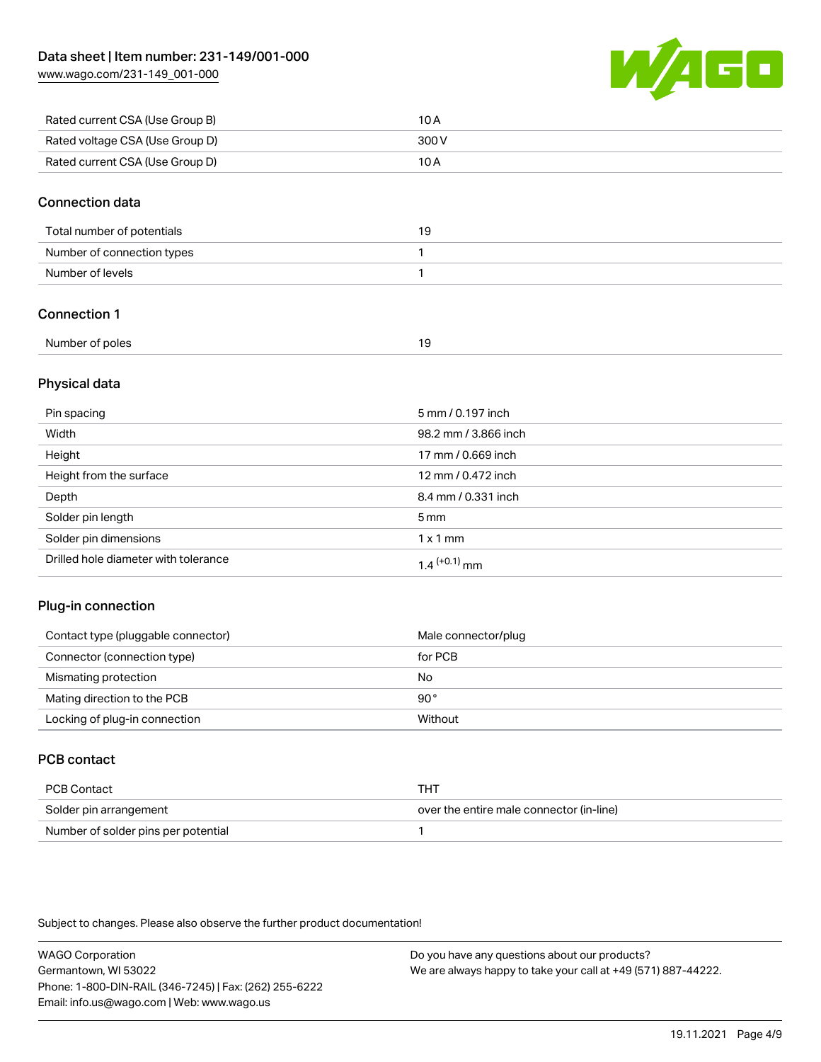| | |
|---|---|
| Rated current CSA (Use Group B) | 10 A |
| Rated voltage CSA (Use Group D) | 300 V |
| Rated current CSA (Use Group D) | 10 A |

## Connection data

| | |
|---|---|
| Total number of potentials | 19 |
| Number of connection types | 1 |
| Number of levels | 1 |

## Connection 1

| | |
|---|---|
| Number of poles | 19 |

## Physical data

| | |
|---|---|
| Pin spacing | 5 mm / 0.197 inch |
| Width | 98.2 mm / 3.866 inch |
| Height | 17 mm / 0.669 inch |
| Height from the surface | 12 mm / 0.472 inch |
| Depth | 8.4 mm / 0.331 inch |
| Solder pin length | 5 mm |
| Solder pin dimensions | 1 x 1 mm |
| Drilled hole diameter with tolerance | $1.4^{(+0.1)}$ mm |

## Plug-in connection

| | |
|---|---|
| Contact type (pluggable connector) | Male connector/plug |
| Connector (connection type) | for PCB |
| Mismating protection | No |
| Mating direction to the PCB | 90 ° |
| Locking of plug-in connection | Without |

## PCB contact

| | |
|---|---|
| PCB Contact | THT |
| Solder pin arrangement | over the entire male connector (in-line) |
| Number of solder pins per potential | 1 |

Subject to changes. Please also observe the further product documentation!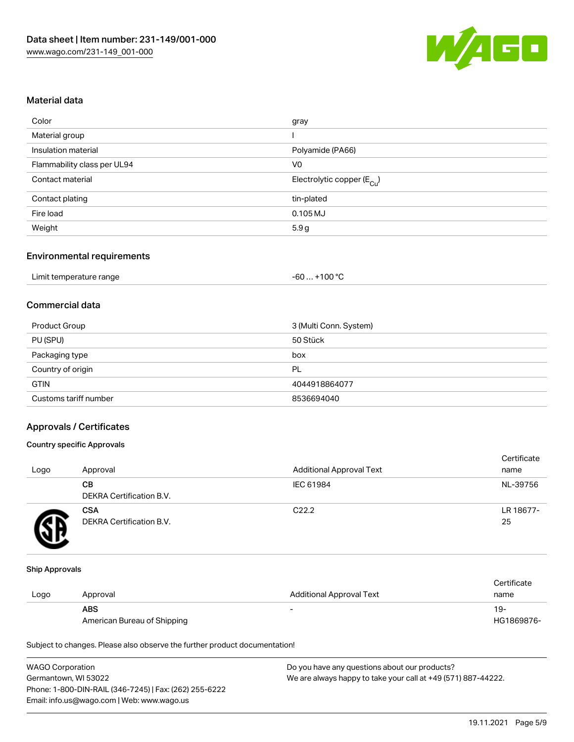## Material data

| | |
|---|---|
| Color | gray |
| Material group | I |
| Insulation material | Polyamide (PA66) |
| Flammability class per UL94 | V0 |
| Contact material | Electrolytic copper ($E_{Cu}$) |
| Contact plating | tin-plated |
| Fire load | 0.105 MJ |
| Weight | 5.9 g |

## Environmental requirements

| | |
|---|---|
| Limit temperature range | -60 … +100 °C |

## Commercial data

| | |
|---|---|
| Product Group | 3 (Multi Conn. System) |
| PU (SPU) | 50 Stück |
| Packaging type | box |
| Country of origin | PL |
| GTIN | 4044918864077 |
| Customs tariff number | 8536694040 |

## Approvals / Certificates

### Country specific Approvals

| Logo | Approval | Additional Approval Text | Certificate name |
|---|---|---|---|
| | **CB** DEKRA Certification B.V. | IEC 61984 | NL-39756 |
| | **CSA** DEKRA Certification B.V. | C22.2 | LR 18677-25 |

### Ship Approvals

| Logo | Approval | Additional Approval Text | Certificate name |
|---|---|---|---|
| | **ABS** American Bureau of Shipping | - | 19-HG1869876- |

Subject to changes. Please also observe the further product documentation!

WAGO Corporation
Germantown, WI 53022
Phone: 1-800-DIN-RAIL (346-7245) | Fax: (262) 255-6222
Email: info.us@wago.com | Web: www.wago.us

Do you have any questions about our products?
We are always happy to take your call at +49 (571) 887-44222.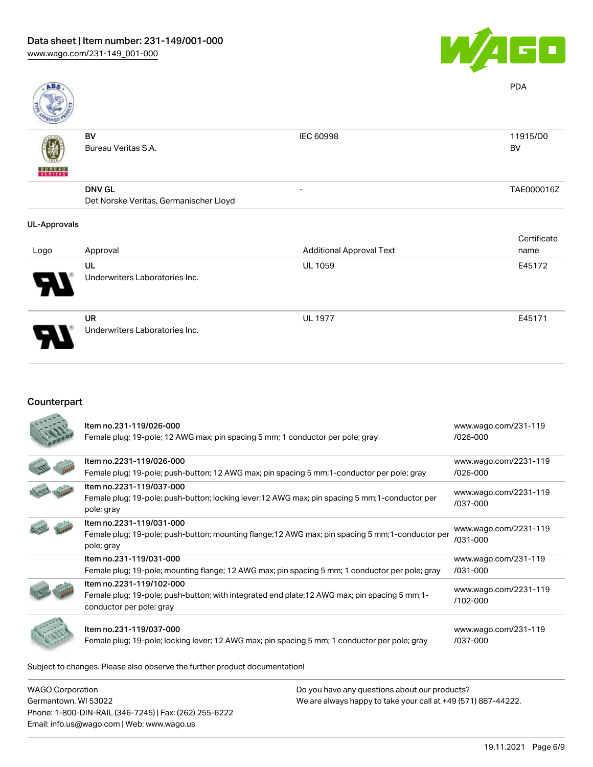| | | | PDA |
|---|---|---|---|
| | **BV**<br>Bureau Veritas S.A. | IEC 60998 | 11915/D0<br>BV |
| | **DNV GL**<br>Det Norske Veritas, Germanischer Lloyd | - | TAE000016Z |

## UL-Approvals

| Logo | Approval | Additional Approval Text | Certificate name |
|---|---|---|---|
| | **UL**<br>Underwriters Laboratories Inc. | UL 1059 | E45172 |
| | **UR**<br>Underwriters Laboratories Inc. | UL 1977 | E45171 |

## Counterpart

| | | |
|---|---|---|
| | Item no.231-119/026-000<br>Female plug; 19-pole; 12 AWG max; pin spacing 5 mm; 1 conductor per pole; gray | www.wago.com/231-119/026-000 |
| | Item no.2231-119/026-000<br>Female plug; 19-pole; push-button; 12 AWG max; pin spacing 5 mm;1-conductor per pole; gray | www.wago.com/2231-119/026-000 |
| | Item no.2231-119/037-000<br>Female plug; 19-pole; push-button; locking lever;12 AWG max; pin spacing 5 mm;1-conductor per pole; gray | www.wago.com/2231-119/037-000 |
| | Item no.2231-119/031-000<br>Female plug; 19-pole; push-button; mounting flange;12 AWG max; pin spacing 5 mm;1-conductor per pole; gray | www.wago.com/2231-119/031-000 |
| | Item no.231-119/031-000<br>Female plug; 19-pole; mounting flange; 12 AWG max; pin spacing 5 mm; 1 conductor per pole; gray | www.wago.com/231-119/031-000 |
| | Item no.2231-119/102-000<br>Female plug; 19-pole; push-button; with integrated end plate;12 AWG max; pin spacing 5 mm;1-conductor per pole; gray | www.wago.com/2231-119/102-000 |
| | Item no.231-119/037-000<br>Female plug; 19-pole; locking lever; 12 AWG max; pin spacing 5 mm; 1 conductor per pole; gray | www.wago.com/231-119/037-000 |

Subject to changes. Please also observe the further product documentation!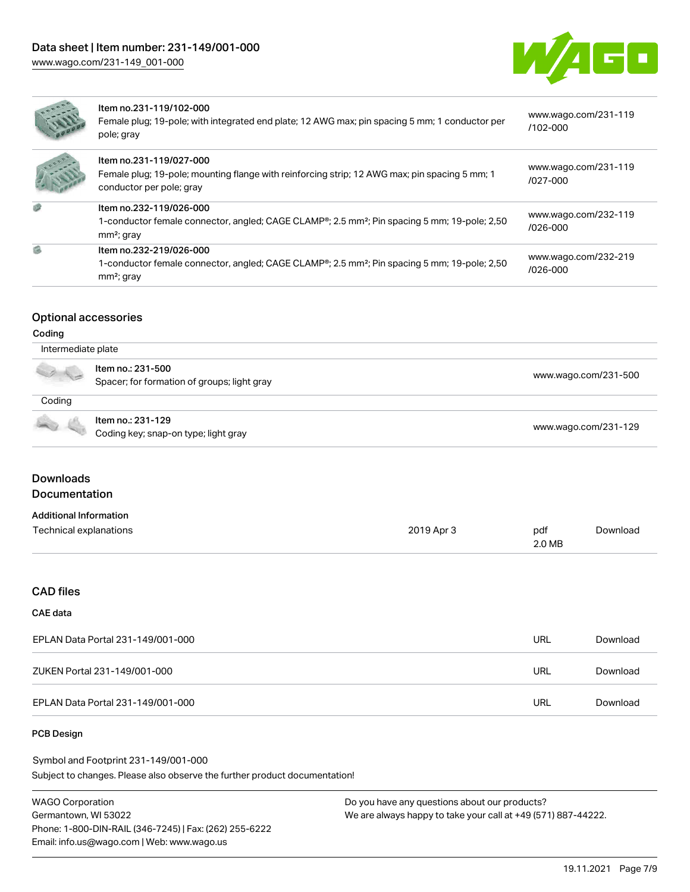| Item | Description | Link |
| --- | --- | --- |
| Item no.231-119/102-000 | Female plug; 19-pole; with integrated end plate; 12 AWG max; pin spacing 5 mm; 1 conductor per pole; gray | www.wago.com/231-119/102-000 |
| Item no.231-119/027-000 | Female plug; 19-pole; mounting flange with reinforcing strip; 12 AWG max; pin spacing 5 mm; 1 conductor per pole; gray | www.wago.com/231-119/027-000 |
| Item no.232-119/026-000 | 1-conductor female connector, angled; CAGE CLAMP®; 2.5 mm²; Pin spacing 5 mm; 19-pole; 2,50 mm²; gray | www.wago.com/232-119/026-000 |
| Item no.232-219/026-000 | 1-conductor female connector, angled; CAGE CLAMP®; 2.5 mm²; Pin spacing 5 mm; 19-pole; 2,50 mm²; gray | www.wago.com/232-219/026-000 |

## Optional accessories

### Coding

**Intermediate plate**

| Item | Description | Link |
| --- | --- | --- |
| Item no.: 231-500 | Spacer; for formation of groups; light gray | www.wago.com/231-500 |

**Coding**

| Item | Description | Link |
| --- | --- | --- |
| Item no.: 231-129 | Coding key; snap-on type; light gray | www.wago.com/231-129 |

## Downloads

### Documentation

**Additional Information**

| Document | Date | Format | |
| --- | --- | --- | --- |
| Technical explanations | 2019 Apr 3 | pdf 2.0 MB | Download |

## CAD files

### CAE data

| File | Format | |
| --- | --- | --- |
| EPLAN Data Portal 231-149/001-000 | URL | Download |
| ZUKEN Portal 231-149/001-000 | URL | Download |
| EPLAN Data Portal 231-149/001-000 | URL | Download |

### PCB Design

Symbol and Footprint 231-149/001-000

Subject to changes. Please also observe the further product documentation!

WAGO Corporation
Germantown, WI 53022
Phone: 1-800-DIN-RAIL (346-7245) | Fax: (262) 255-6222
Email: info.us@wago.com | Web: www.wago.us

Do you have any questions about our products?
We are always happy to take your call at +49 (571) 887-44222.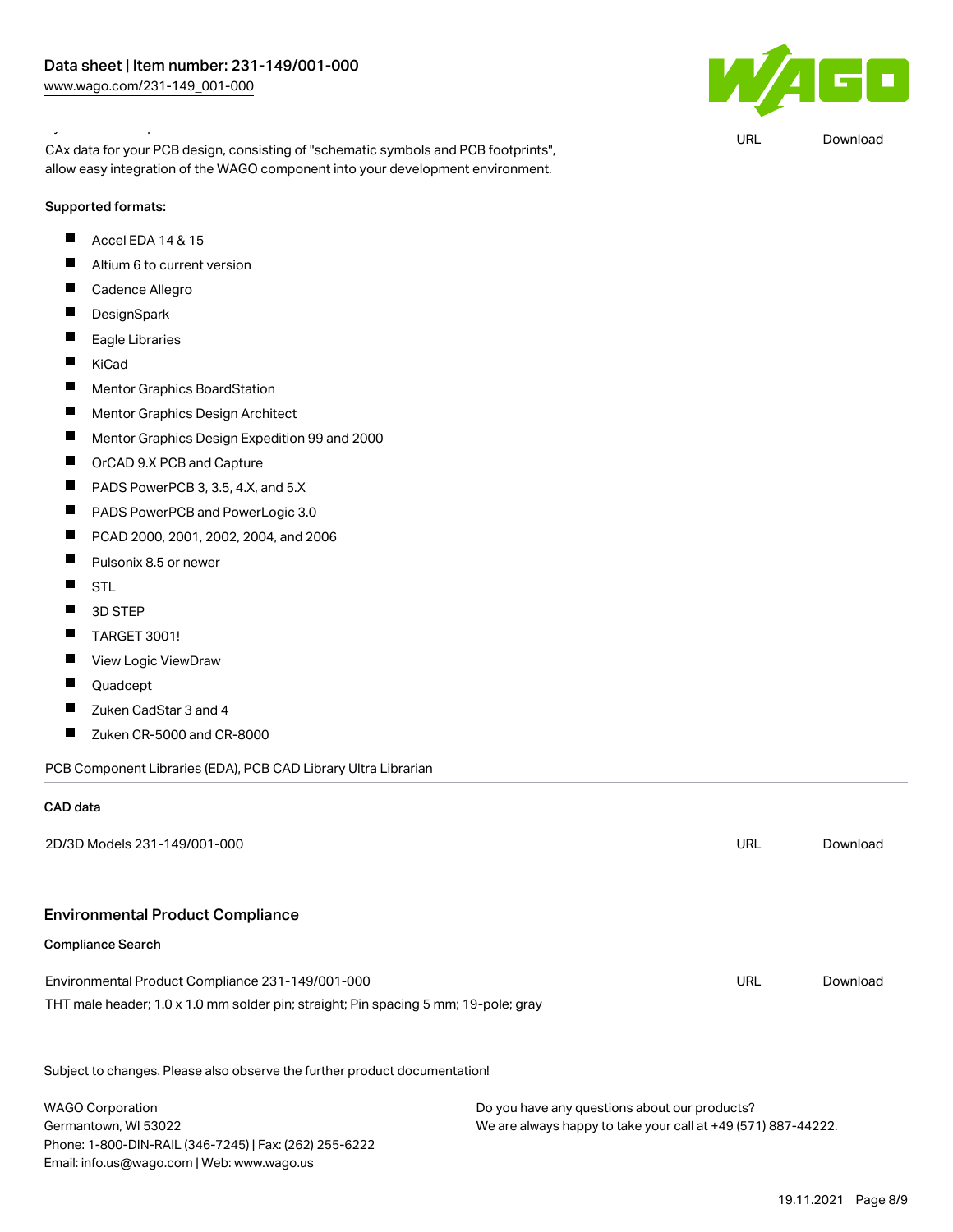URL Download

CAx data for your PCB design, consisting of "schematic symbols and PCB footprints", allow easy integration of the WAGO component into your development environment.

Supported formats:

- Accel EDA 14 & 15
- Altium 6 to current version
- Cadence Allegro
- DesignSpark
- Eagle Libraries
- KiCad
- Mentor Graphics BoardStation
- Mentor Graphics Design Architect
- Mentor Graphics Design Expedition 99 and 2000
- OrCAD 9.X PCB and Capture
- PADS PowerPCB 3, 3.5, 4.X, and 5.X
- PADS PowerPCB and PowerLogic 3.0
- PCAD 2000, 2001, 2002, 2004, and 2006
- Pulsonix 8.5 or newer
- STL
- 3D STEP
- TARGET 3001!
- View Logic ViewDraw
- Quadcept
- Zuken CadStar 3 and 4
- Zuken CR-5000 and CR-8000

PCB Component Libraries (EDA), PCB CAD Library Ultra Librarian

### CAD data

| 2D/3D Models 231-149/001-000 | URL | Download |
|---|---|---|

## Environmental Product Compliance

### Compliance Search

| Environmental Product Compliance 231-149/001-000 | URL | Download |
|---|---|---|
| THT male header; 1.0 x 1.0 mm solder pin; straight; Pin spacing 5 mm; 19-pole; gray | | |

Subject to changes. Please also observe the further product documentation!

WAGO Corporation
Germantown, WI 53022
Phone: 1-800-DIN-RAIL (346-7245) | Fax: (262) 255-6222
Email: info.us@wago.com | Web: www.wago.us

Do you have any questions about our products?
We are always happy to take your call at +49 (571) 887-44222.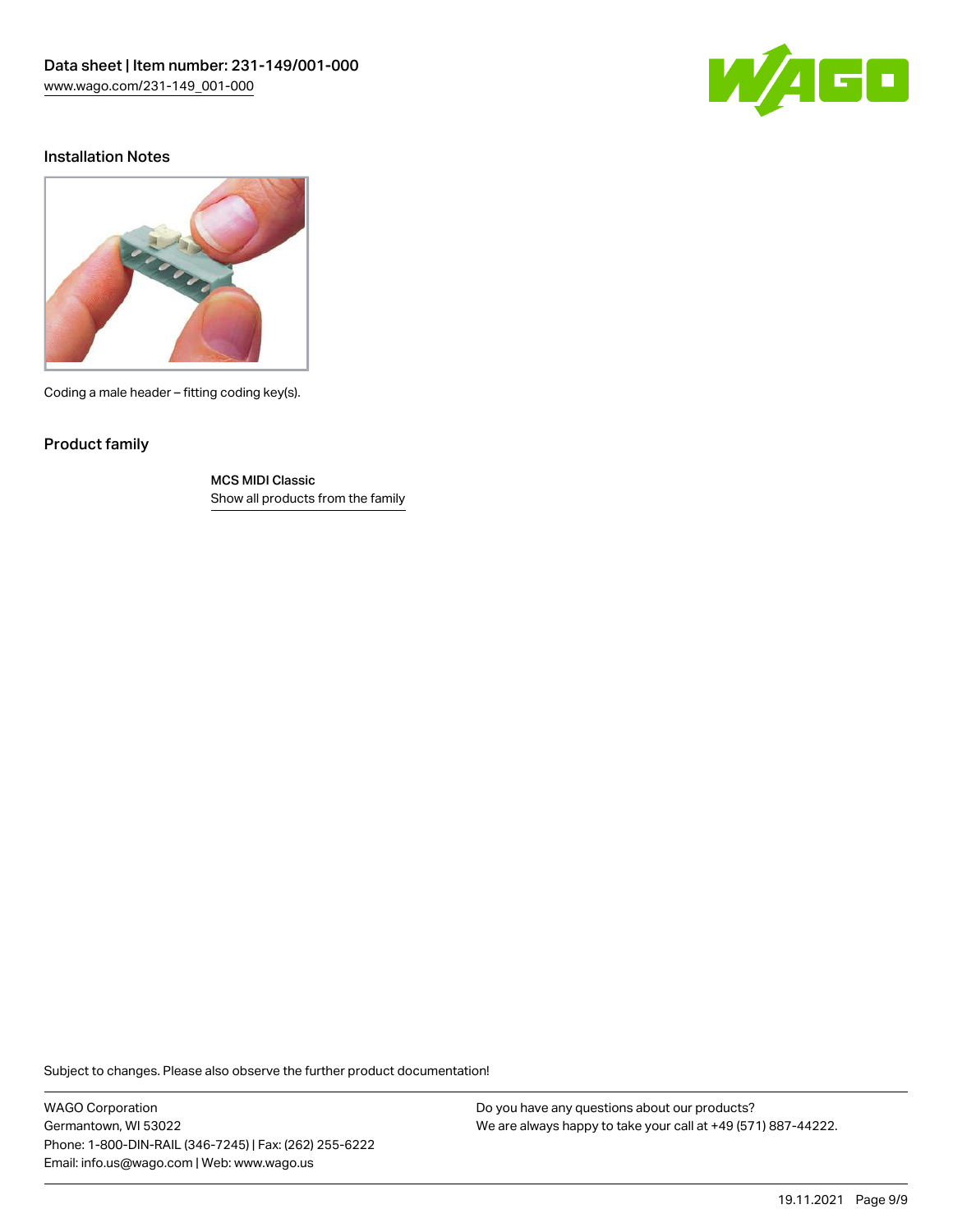## Installation Notes

Coding a male header – fitting coding key(s).

## Product family

MCS MIDI Classic
Show all products from the family

Subject to changes. Please also observe the further product documentation!

WAGO Corporation
Germantown, WI 53022
Phone: 1-800-DIN-RAIL (346-7245) | Fax: (262) 255-6222
Email: info.us@wago.com | Web: www.wago.us

Do you have any questions about our products?
We are always happy to take your call at +49 (571) 887-44222.